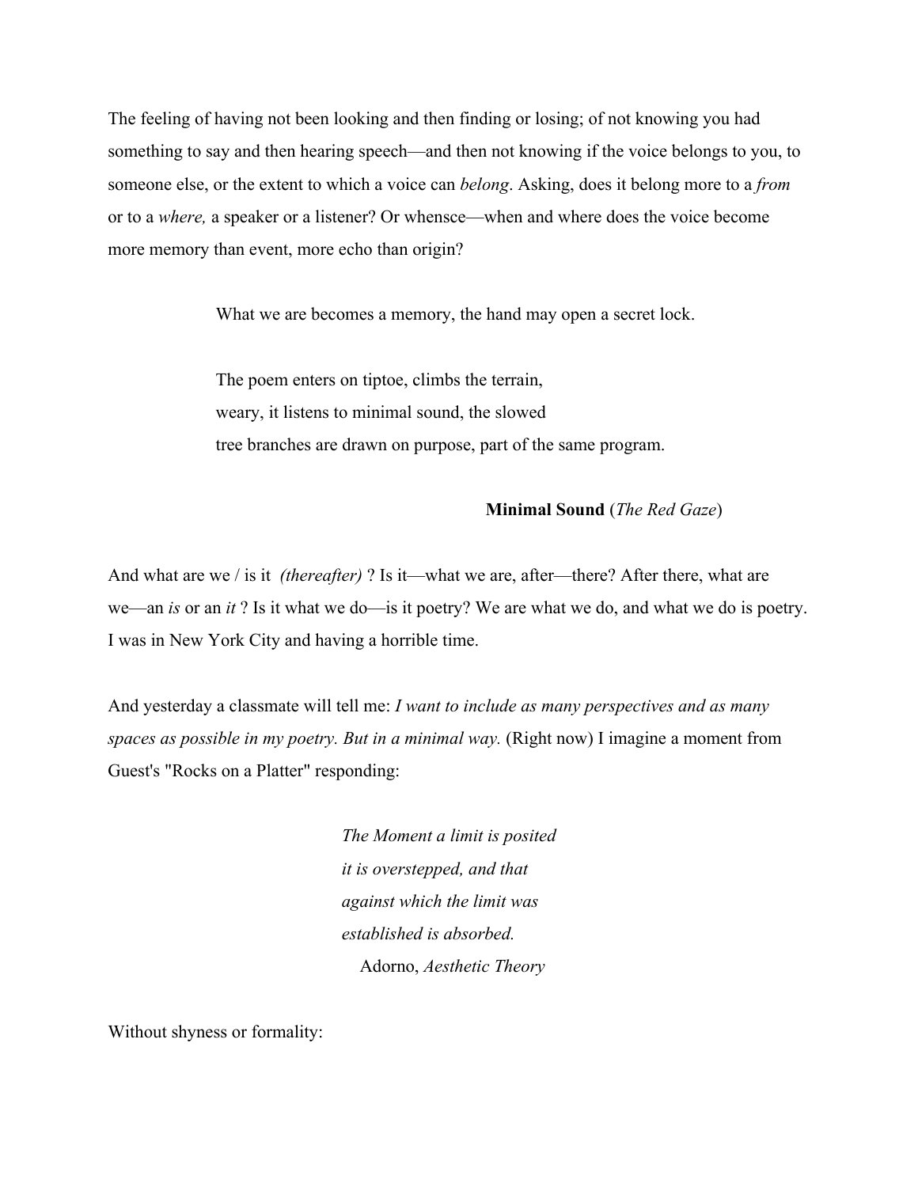The feeling of having not been looking and then finding or losing; of not knowing you had something to say and then hearing speech—and then not knowing if the voice belongs to you, to someone else, or the extent to which a voice can *belong*. Asking, does it belong more to a *from* or to a *where,* a speaker or a listener? Or whensce—when and where does the voice become more memory than event, more echo than origin?

> What we are becomes a memory, the hand may open a secret lock.
>
> The poem enters on tiptoe, climbs the terrain,
> weary, it listens to minimal sound, the slowed
> tree branches are drawn on purpose, part of the same program.
>
> **Minimal Sound** (*The Red Gaze*)

And what are we / is it *(thereafter)* ? Is it—what we are, after—there? After there, what are we—an *is* or an *it* ? Is it what we do—is it poetry? We are what we do, and what we do is poetry. I was in New York City and having a horrible time.

And yesterday a classmate will tell me: *I want to include as many perspectives and as many spaces as possible in my poetry. But in a minimal way.* (Right now) I imagine a moment from Guest's "Rocks on a Platter" responding:

> *The Moment a limit is posited*
> *it is overstepped, and that*
> *against which the limit was*
> *established is absorbed.*
> Adorno, *Aesthetic Theory*

Without shyness or formality: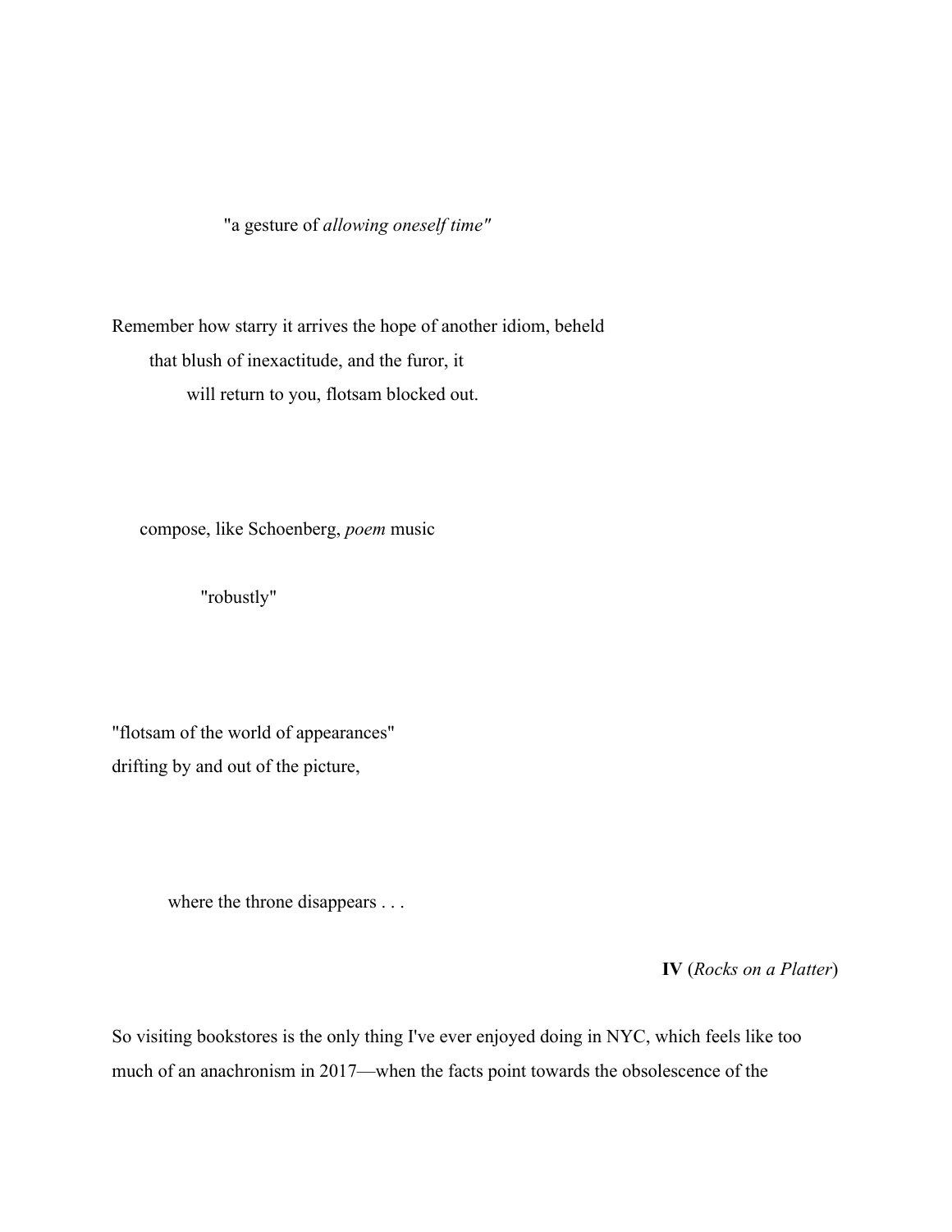"a gesture of *allowing oneself time"*

Remember how starry it arrives the hope of another idiom, beheld
that blush of inexactitude, and the furor, it
will return to you, flotsam blocked out.

compose, like Schoenberg, *poem* music

"robustly"

"flotsam of the world of appearances"
drifting by and out of the picture,

where the throne disappears . . .

**IV** (*Rocks on a Platter*)

So visiting bookstores is the only thing I've ever enjoyed doing in NYC, which feels like too much of an anachronism in 2017—when the facts point towards the obsolescence of the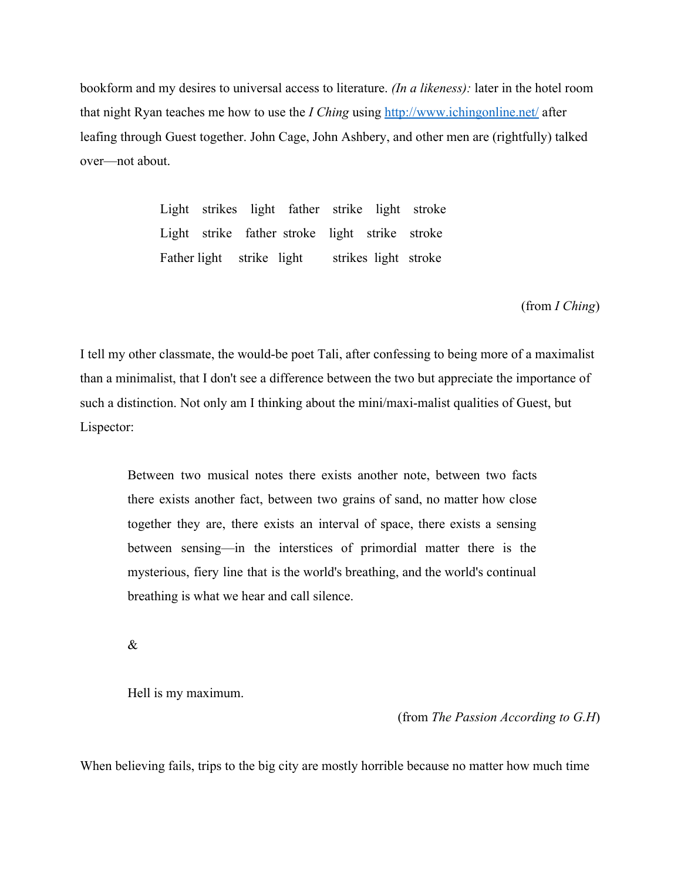bookform and my desires to universal access to literature. *(In a likeness):* later in the hotel room that night Ryan teaches me how to use the *I Ching* using [http://www.ichingonline.net/](http://www.ichingonline.net/) after leafing through Guest together. John Cage, John Ashbery, and other men are (rightfully) talked over—not about.

> Light strikes light father strike light stroke
> Light strike father stroke light strike stroke
> Father light strike light strikes light stroke

(from *I Ching*)

I tell my other classmate, the would-be poet Tali, after confessing to being more of a maximalist than a minimalist, that I don't see a difference between the two but appreciate the importance of such a distinction. Not only am I thinking about the mini/maxi-malist qualities of Guest, but Lispector:

> Between two musical notes there exists another note, between two facts there exists another fact, between two grains of sand, no matter how close together they are, there exists an interval of space, there exists a sensing between sensing—in the interstices of primordial matter there is the mysterious, fiery line that is the world's breathing, and the world's continual breathing is what we hear and call silence.
>
> &
>
> Hell is my maximum.

(from *The Passion According to G.H*)

When believing fails, trips to the big city are mostly horrible because no matter how much time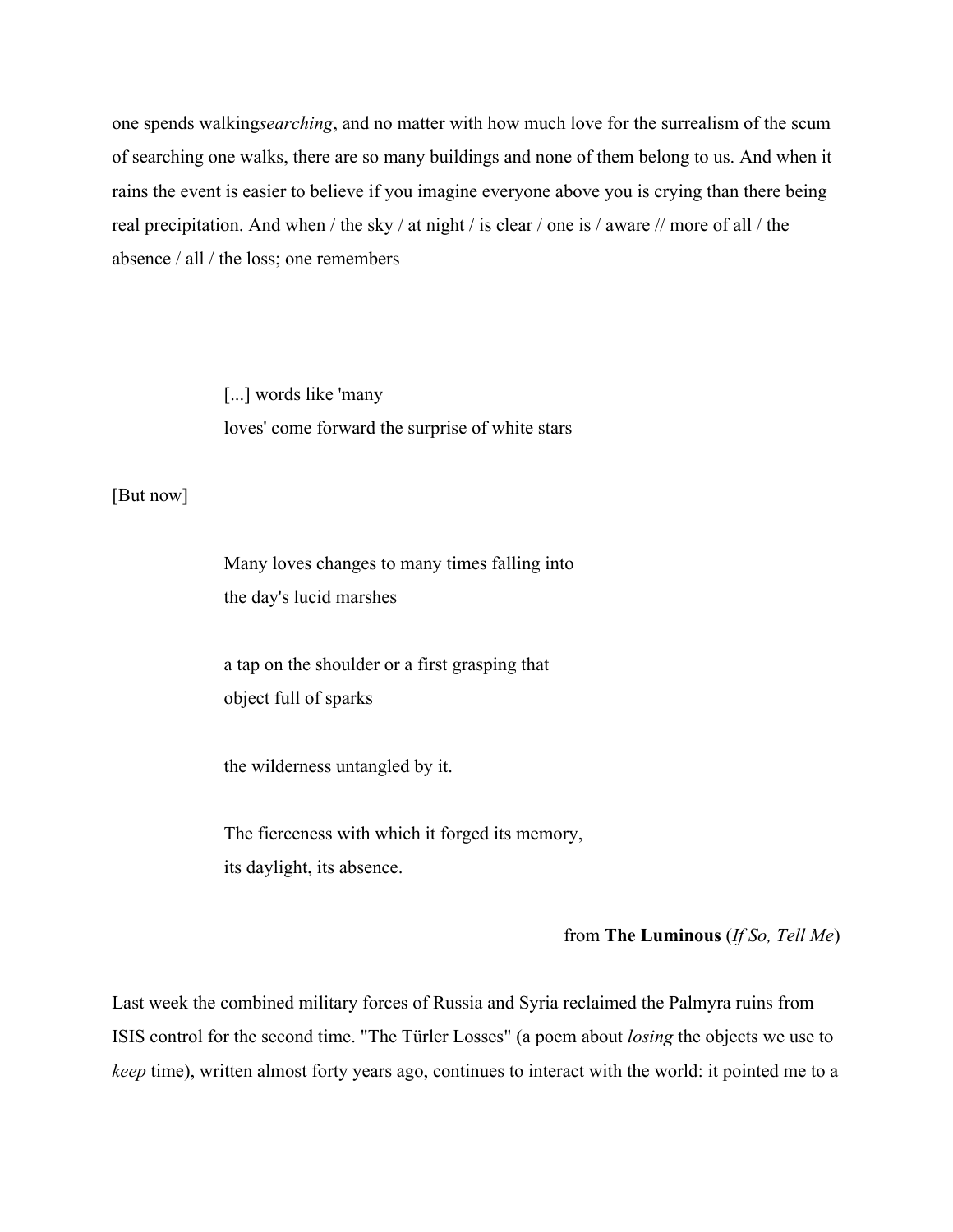one spends walking*searching*, and no matter with how much love for the surrealism of the scum of searching one walks, there are so many buildings and none of them belong to us. And when it rains the event is easier to believe if you imagine everyone above you is crying than there being real precipitation. And when / the sky / at night / is clear / one is / aware // more of all / the absence / all / the loss; one remembers

> [...] words like 'many
> loves' come forward the surprise of white stars

[But now]

> Many loves changes to many times falling into
> the day's lucid marshes
>
> a tap on the shoulder or a first grasping that
> object full of sparks
>
> the wilderness untangled by it.
>
> The fierceness with which it forged its memory,
> its daylight, its absence.

from **The Luminous** (*If So, Tell Me*)

Last week the combined military forces of Russia and Syria reclaimed the Palmyra ruins from ISIS control for the second time. "The Türler Losses" (a poem about *losing* the objects we use to *keep* time), written almost forty years ago, continues to interact with the world: it pointed me to a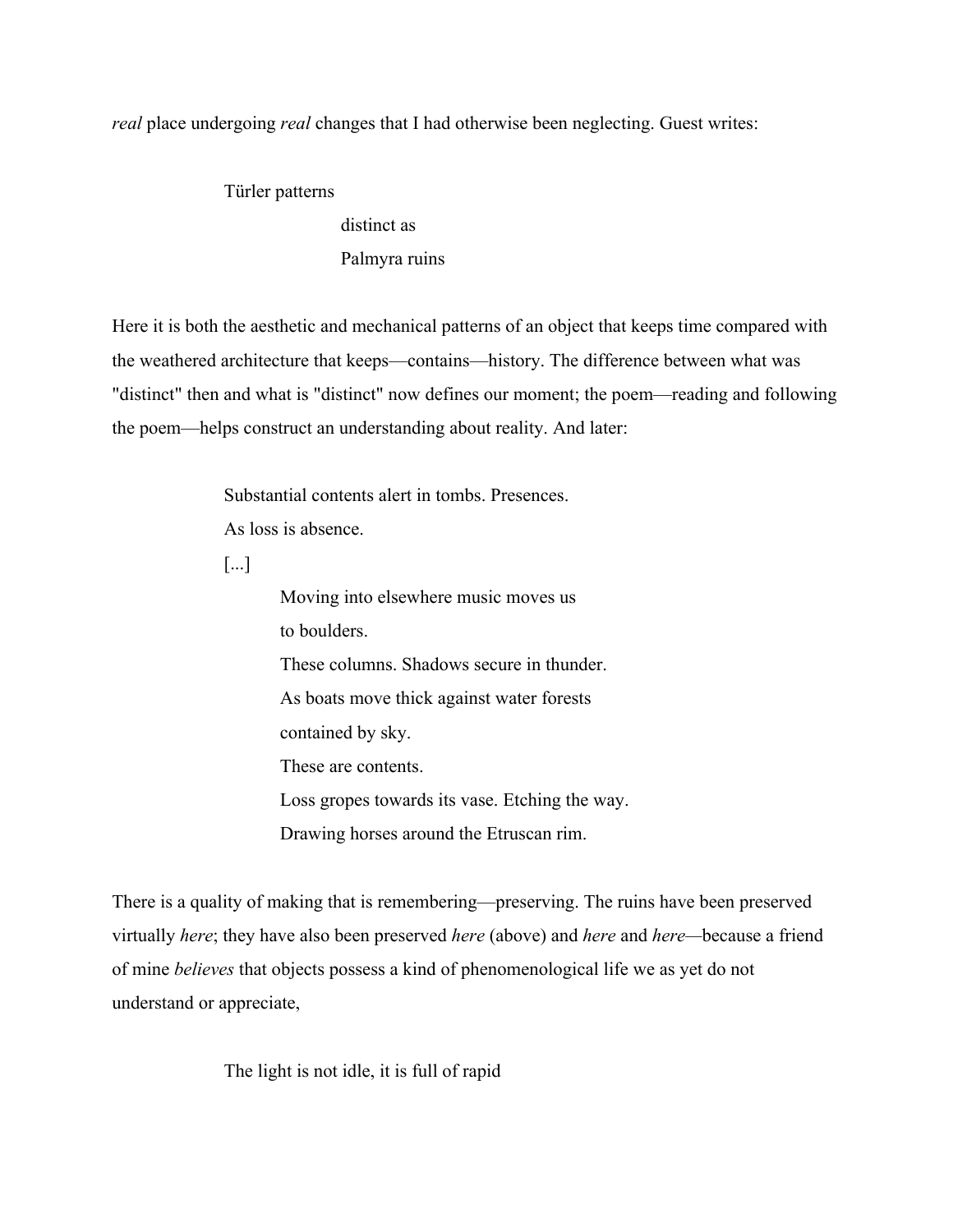*real* place undergoing *real* changes that I had otherwise been neglecting. Guest writes:

> Türler patterns
>
> distinct as
>
> Palmyra ruins

Here it is both the aesthetic and mechanical patterns of an object that keeps time compared with the weathered architecture that keeps—contains—history. The difference between what was "distinct" then and what is "distinct" now defines our moment; the poem—reading and following the poem—helps construct an understanding about reality. And later:

> Substantial contents alert in tombs. Presences.
>
> As loss is absence.
>
> [...]
>
> Moving into elsewhere music moves us
>
> to boulders.
>
> These columns. Shadows secure in thunder.
>
> As boats move thick against water forests
>
> contained by sky.
>
> These are contents.
>
> Loss gropes towards its vase. Etching the way.
>
> Drawing horses around the Etruscan rim.

There is a quality of making that is remembering—preserving. The ruins have been preserved virtually *here*; they have also been preserved *here* (above) and *here* and *here*—because a friend of mine *believes* that objects possess a kind of phenomenological life we as yet do not understand or appreciate,

> The light is not idle, it is full of rapid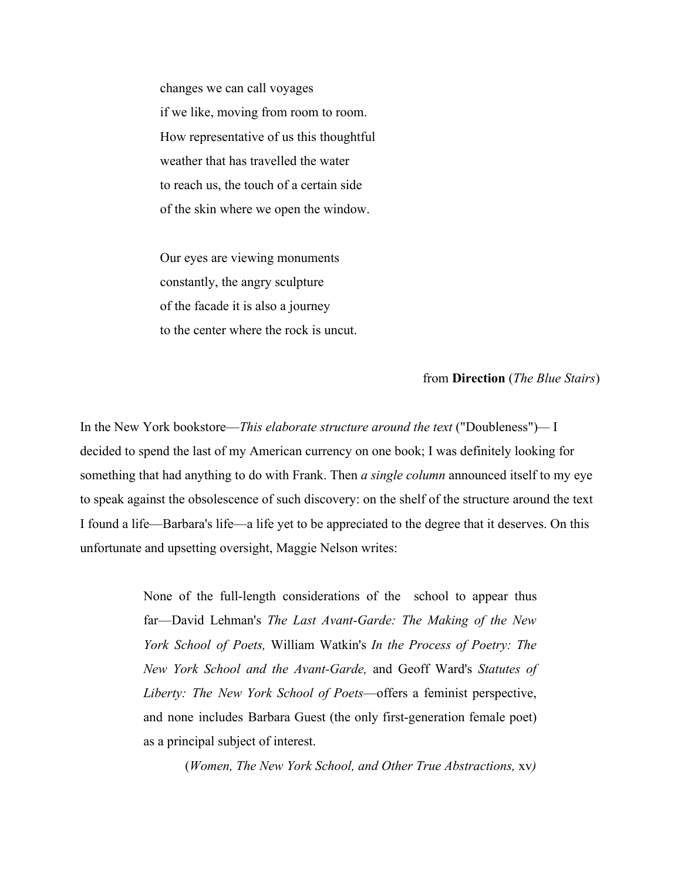changes we can call voyages  
if we like, moving from room to room.  
How representative of us this thoughtful  
weather that has travelled the water  
to reach us, the touch of a certain side  
of the skin where we open the window.

Our eyes are viewing monuments  
constantly, the angry sculpture  
of the facade it is also a journey  
to the center where the rock is uncut.

from **Direction** (*The Blue Stairs*)

In the New York bookstore—*This elaborate structure around the text* ("Doubleness")— I decided to spend the last of my American currency on one book; I was definitely looking for something that had anything to do with Frank. Then *a single column* announced itself to my eye to speak against the obsolescence of such discovery: on the shelf of the structure around the text I found a life—Barbara's life—a life yet to be appreciated to the degree that it deserves. On this unfortunate and upsetting oversight, Maggie Nelson writes:

> None of the full-length considerations of the school to appear thus far—David Lehman's *The Last Avant-Garde: The Making of the New York School of Poets,* William Watkin's *In the Process of Poetry: The New York School and the Avant-Garde,* and Geoff Ward's *Statutes of Liberty: The New York School of Poets*—offers a feminist perspective, and none includes Barbara Guest (the only first-generation female poet) as a principal subject of interest.
>
> (*Women, The New York School, and Other True Abstractions,* xv)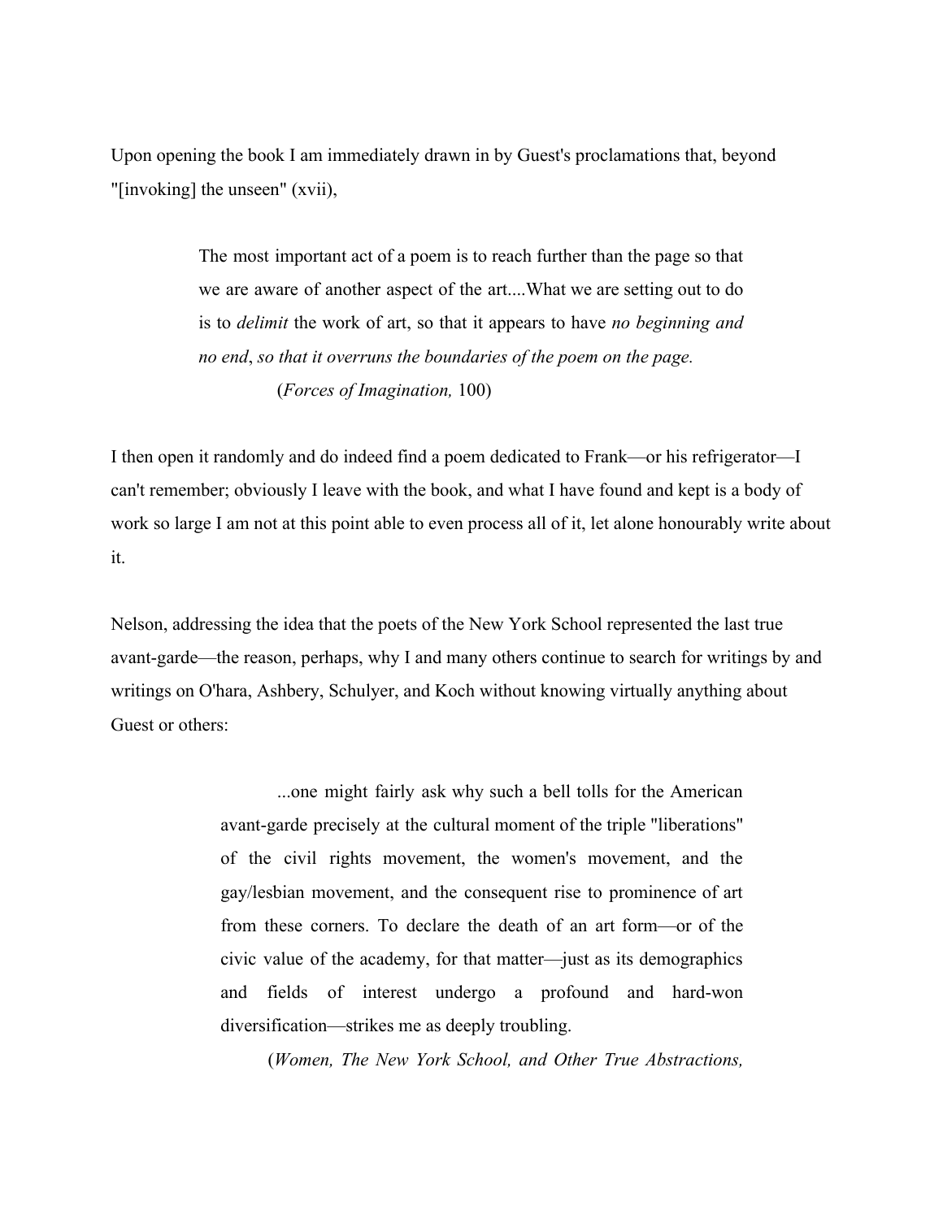Upon opening the book I am immediately drawn in by Guest's proclamations that, beyond "[invoking] the unseen" (xvii),

> The most important act of a poem is to reach further than the page so that we are aware of another aspect of the art....What we are setting out to do is to *delimit* the work of art, so that it appears to have *no beginning and no end, so that it overruns the boundaries of the poem on the page.*
>
> (*Forces of Imagination,* 100)

I then open it randomly and do indeed find a poem dedicated to Frank—or his refrigerator—I can't remember; obviously I leave with the book, and what I have found and kept is a body of work so large I am not at this point able to even process all of it, let alone honourably write about it.

Nelson, addressing the idea that the poets of the New York School represented the last true avant-garde—the reason, perhaps, why I and many others continue to search for writings by and writings on O'hara, Ashbery, Schulyer, and Koch without knowing virtually anything about Guest or others:

> ...one might fairly ask why such a bell tolls for the American avant-garde precisely at the cultural moment of the triple "liberations" of the civil rights movement, the women's movement, and the gay/lesbian movement, and the consequent rise to prominence of art from these corners. To declare the death of an art form—or of the civic value of the academy, for that matter—just as its demographics and fields of interest undergo a profound and hard-won diversification—strikes me as deeply troubling.
>
> (*Women, The New York School, and Other True Abstractions,*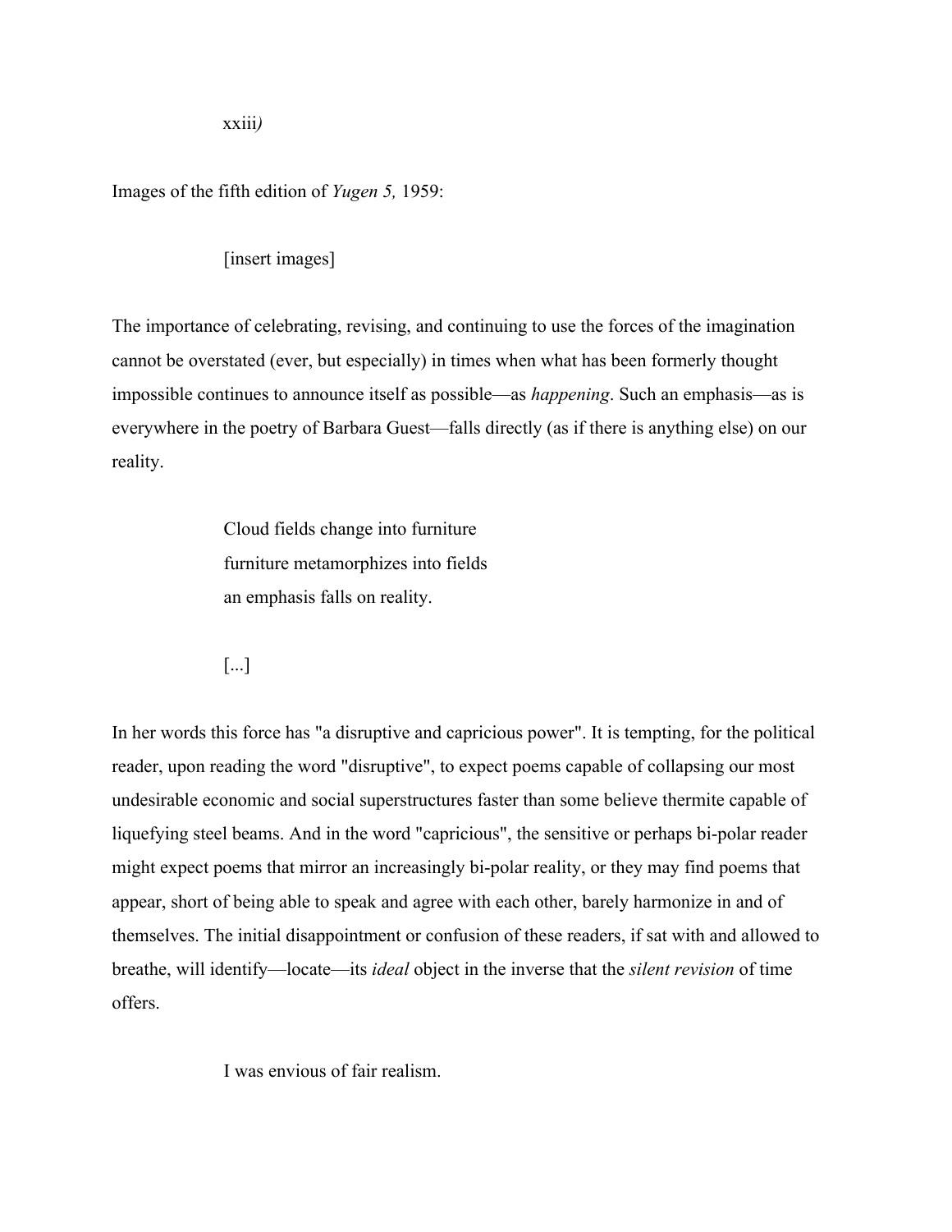xxiii*)*

Images of the fifth edition of *Yugen 5,* 1959:

[insert images]

The importance of celebrating, revising, and continuing to use the forces of the imagination cannot be overstated (ever, but especially) in times when what has been formerly thought impossible continues to announce itself as possible—as *happening*. Such an emphasis—as is everywhere in the poetry of Barbara Guest—falls directly (as if there is anything else) on our reality.

> Cloud fields change into furniture
> furniture metamorphizes into fields
> an emphasis falls on reality.
>
> [...]

In her words this force has "a disruptive and capricious power". It is tempting, for the political reader, upon reading the word "disruptive", to expect poems capable of collapsing our most undesirable economic and social superstructures faster than some believe thermite capable of liquefying steel beams. And in the word "capricious", the sensitive or perhaps bi-polar reader might expect poems that mirror an increasingly bi-polar reality, or they may find poems that appear, short of being able to speak and agree with each other, barely harmonize in and of themselves. The initial disappointment or confusion of these readers, if sat with and allowed to breathe, will identify—locate—its *ideal* object in the inverse that the *silent revision* of time offers.

> I was envious of fair realism.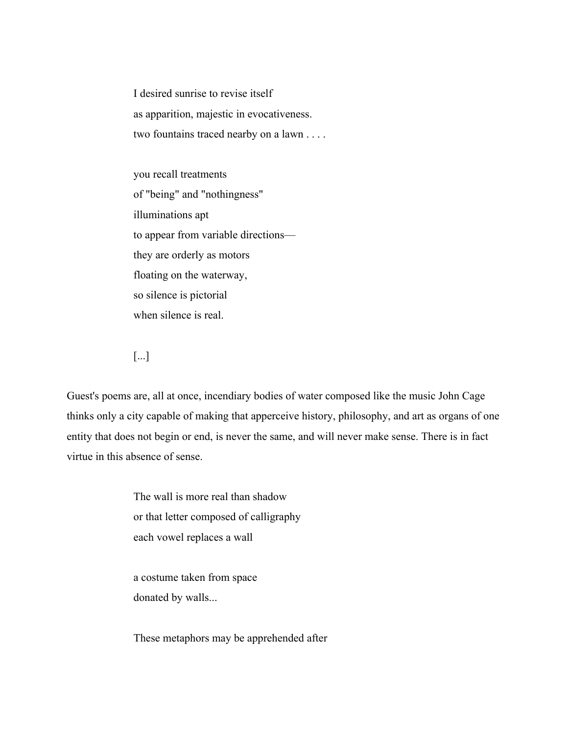I desired sunrise to revise itself  
as apparition, majestic in evocativeness.  
two fountains traced nearby on a lawn . . . .

you recall treatments  
of "being" and "nothingness"  
illuminations apt  
to appear from variable directions—  
they are orderly as motors  
floating on the waterway,  
so silence is pictorial  
when silence is real.

[...]

Guest's poems are, all at once, incendiary bodies of water composed like the music John Cage thinks only a city capable of making that apperceive history, philosophy, and art as organs of one entity that does not begin or end, is never the same, and will never make sense. There is in fact virtue in this absence of sense.

The wall is more real than shadow  
or that letter composed of calligraphy  
each vowel replaces a wall

a costume taken from space  
donated by walls...

These metaphors may be apprehended after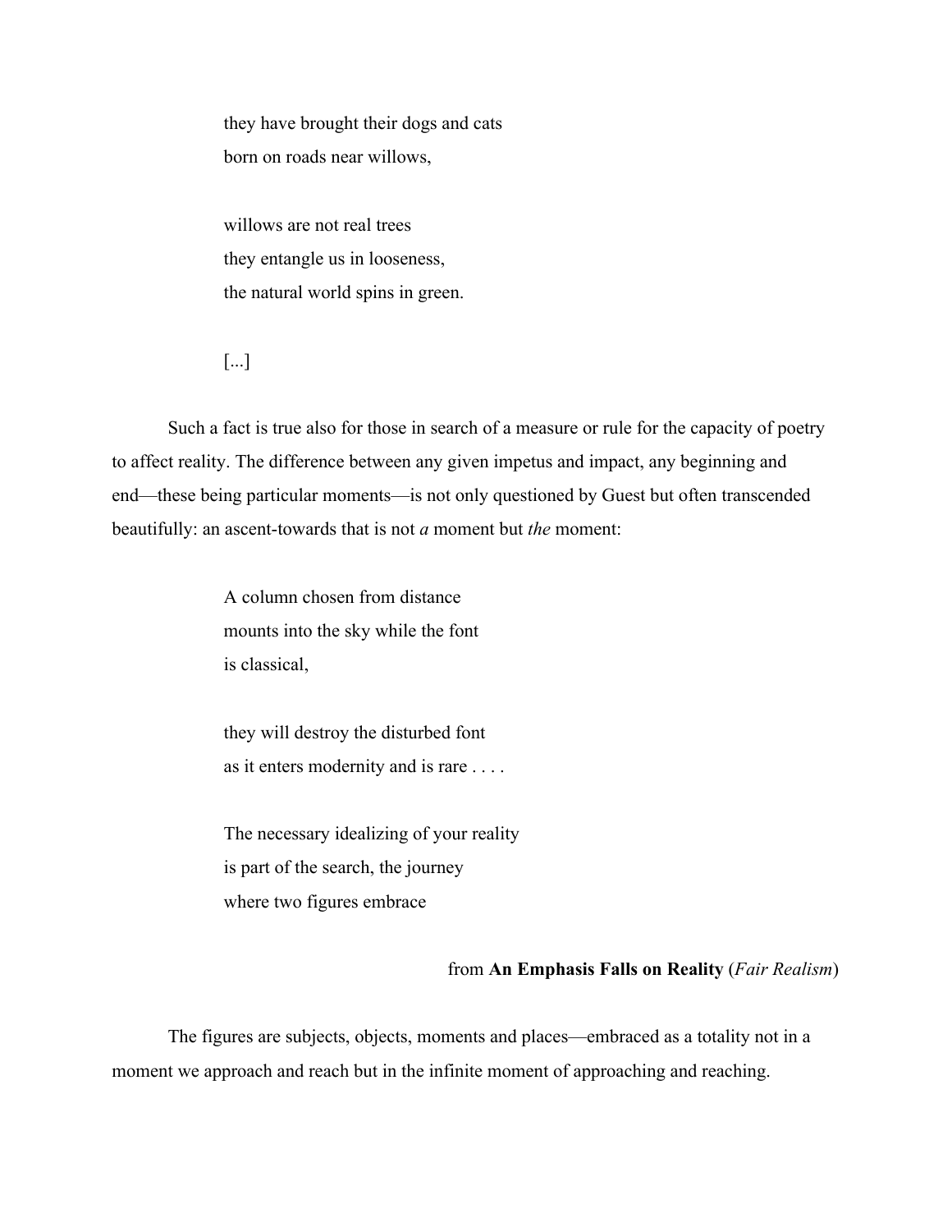> they have brought their dogs and cats
> born on roads near willows,
>
> willows are not real trees
> they entangle us in looseness,
> the natural world spins in green.
>
> [...]

Such a fact is true also for those in search of a measure or rule for the capacity of poetry to affect reality. The difference between any given impetus and impact, any beginning and end—these being particular moments—is not only questioned by Guest but often transcended beautifully: an ascent-towards that is not *a* moment but *the* moment:

> A column chosen from distance
> mounts into the sky while the font
> is classical,
>
> they will destroy the disturbed font
> as it enters modernity and is rare . . . .
>
> The necessary idealizing of your reality
> is part of the search, the journey
> where two figures embrace

from **An Emphasis Falls on Reality** (*Fair Realism*)

The figures are subjects, objects, moments and places—embraced as a totality not in a moment we approach and reach but in the infinite moment of approaching and reaching.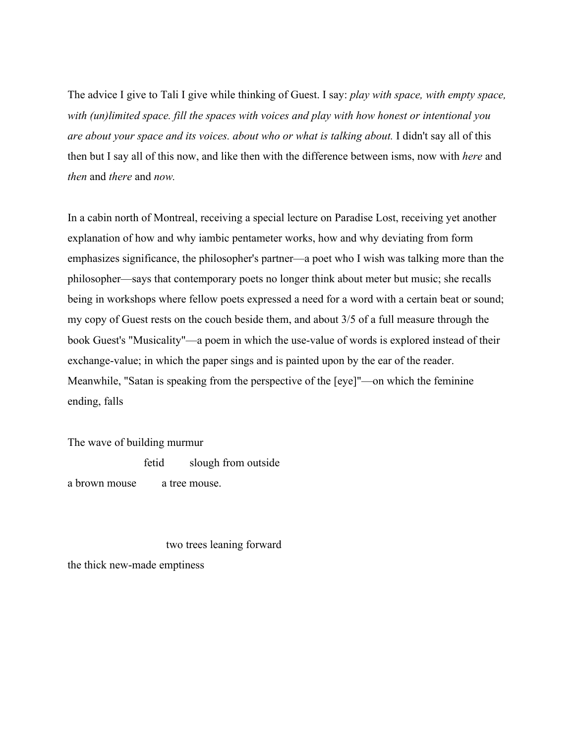The advice I give to Tali I give while thinking of Guest. I say: *play with space, with empty space, with (un)limited space. fill the spaces with voices and play with how honest or intentional you are about your space and its voices. about who or what is talking about.* I didn't say all of this then but I say all of this now, and like then with the difference between isms, now with *here* and *then* and *there* and *now.*

In a cabin north of Montreal, receiving a special lecture on Paradise Lost, receiving yet another explanation of how and why iambic pentameter works, how and why deviating from form emphasizes significance, the philosopher's partner—a poet who I wish was talking more than the philosopher—says that contemporary poets no longer think about meter but music; she recalls being in workshops where fellow poets expressed a need for a word with a certain beat or sound; my copy of Guest rests on the couch beside them, and about 3/5 of a full measure through the book Guest's "Musicality"—a poem in which the use-value of words is explored instead of their exchange-value; in which the paper sings and is painted upon by the ear of the reader. Meanwhile, "Satan is speaking from the perspective of the [eye]"—on which the feminine ending, falls

The wave of building murmur

&nbsp;&nbsp;&nbsp;&nbsp;&nbsp;&nbsp;&nbsp;&nbsp;&nbsp;&nbsp;&nbsp;&nbsp;&nbsp;&nbsp;&nbsp;&nbsp;&nbsp;&nbsp;&nbsp;&nbsp;fetid&nbsp;&nbsp;&nbsp;&nbsp;&nbsp;&nbsp;slough from outside

a brown mouse&nbsp;&nbsp;&nbsp;&nbsp;&nbsp;&nbsp;a tree mouse.

&nbsp;&nbsp;&nbsp;&nbsp;&nbsp;&nbsp;&nbsp;&nbsp;&nbsp;&nbsp;&nbsp;&nbsp;&nbsp;&nbsp;&nbsp;&nbsp;&nbsp;&nbsp;&nbsp;&nbsp;&nbsp;&nbsp;&nbsp;&nbsp;&nbsp;&nbsp;two trees leaning forward

the thick new-made emptiness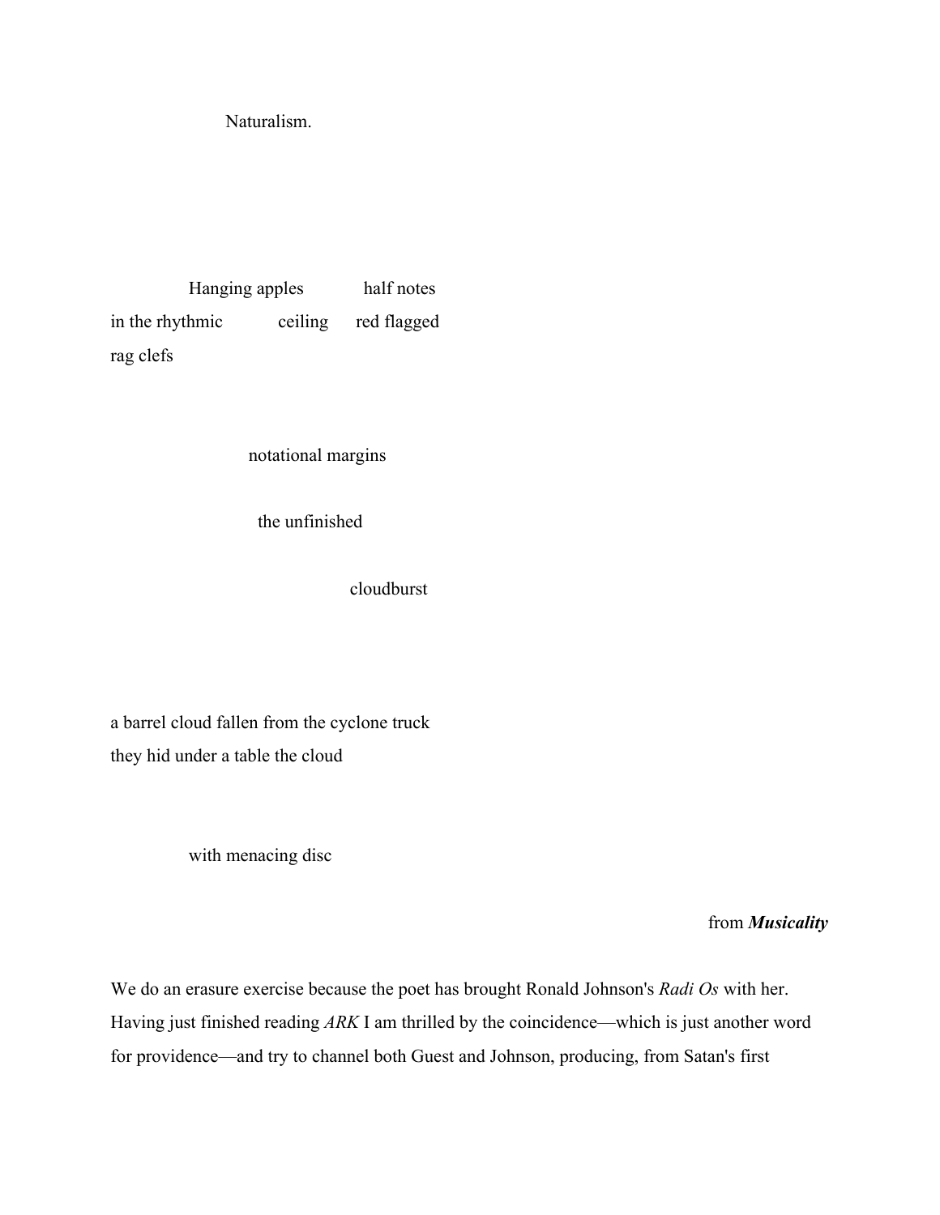Naturalism.

Hanging apples half notes
in the rhythmic ceiling red flagged
rag clefs

notational margins

the unfinished

cloudburst

a barrel cloud fallen from the cyclone truck
they hid under a table the cloud

with menacing disc

from ***Musicality***

We do an erasure exercise because the poet has brought Ronald Johnson's *Radi Os* with her. Having just finished reading *ARK* I am thrilled by the coincidence—which is just another word for providence—and try to channel both Guest and Johnson, producing, from Satan's first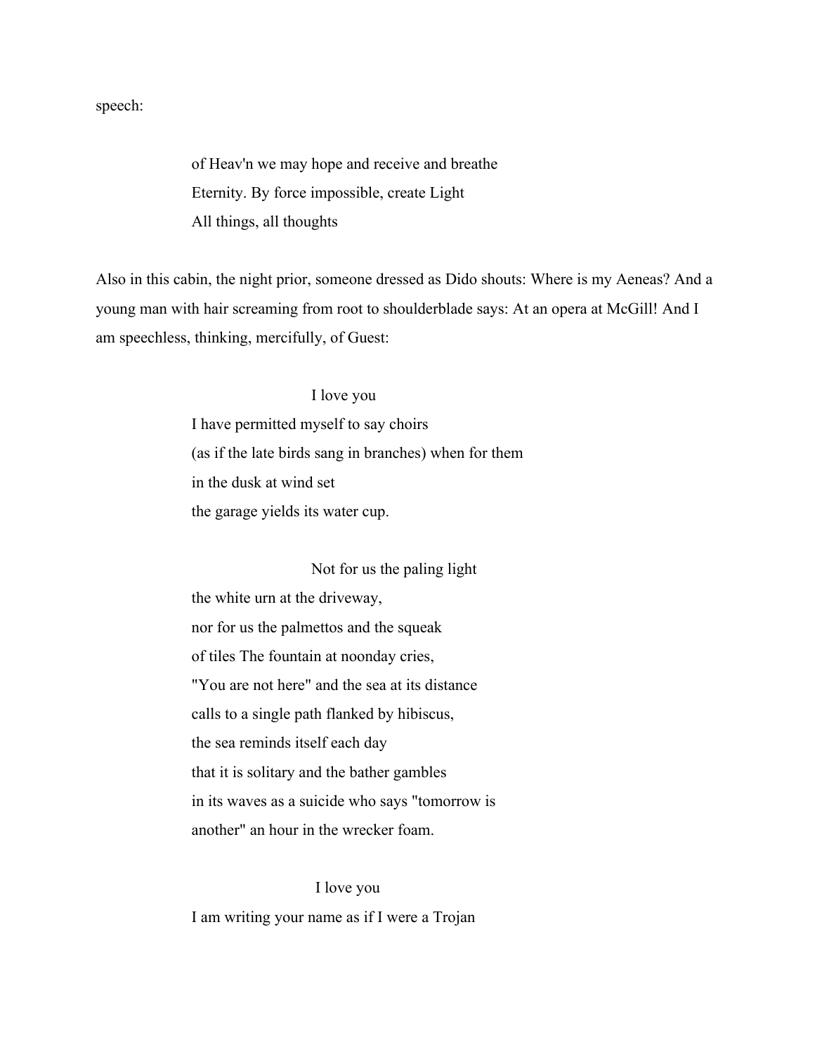speech:

> of Heav'n we may hope and receive and breathe
> Eternity. By force impossible, create Light
> All things, all thoughts

Also in this cabin, the night prior, someone dressed as Dido shouts: Where is my Aeneas? And a young man with hair screaming from root to shoulderblade says: At an opera at McGill! And I am speechless, thinking, mercifully, of Guest:

> I love you
> I have permitted myself to say choirs
> (as if the late birds sang in branches) when for them
> in the dusk at wind set
> the garage yields its water cup.
>
> Not for us the paling light
> the white urn at the driveway,
> nor for us the palmettos and the squeak
> of tiles The fountain at noonday cries,
> "You are not here" and the sea at its distance
> calls to a single path flanked by hibiscus,
> the sea reminds itself each day
> that it is solitary and the bather gambles
> in its waves as a suicide who says "tomorrow is
> another" an hour in the wrecker foam.
>
> I love you
> I am writing your name as if I were a Trojan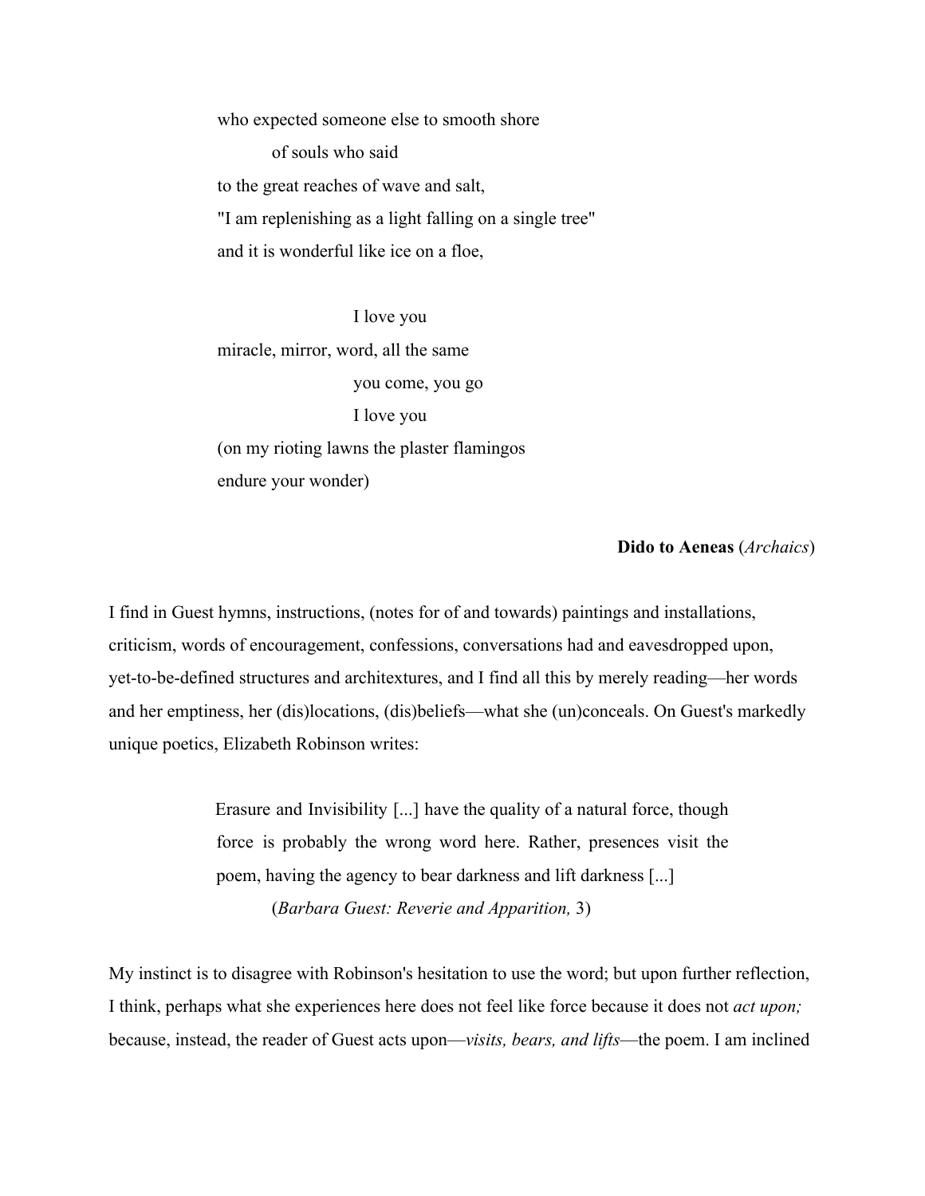who expected someone else to smooth shore
    of souls who said
to the great reaches of wave and salt,
"I am replenishing as a light falling on a single tree"
and it is wonderful like ice on a floe,

        I love you
miracle, mirror, word, all the same
        you come, you go
        I love you
(on my rioting lawns the plaster flamingos
endure your wonder)

**Dido to Aeneas** (*Archaics*)

I find in Guest hymns, instructions, (notes for of and towards) paintings and installations, criticism, words of encouragement, confessions, conversations had and eavesdropped upon, yet-to-be-defined structures and architextures, and I find all this by merely reading—her words and her emptiness, her (dis)locations, (dis)beliefs—what she (un)conceals. On Guest's markedly unique poetics, Elizabeth Robinson writes:

> Erasure and Invisibility [...] have the quality of a natural force, though force is probably the wrong word here. Rather, presences visit the poem, having the agency to bear darkness and lift darkness [...]
> (*Barbara Guest: Reverie and Apparition,* 3)

My instinct is to disagree with Robinson's hesitation to use the word; but upon further reflection, I think, perhaps what she experiences here does not feel like force because it does not *act upon;* because, instead, the reader of Guest acts upon—*visits, bears, and lifts*—the poem. I am inclined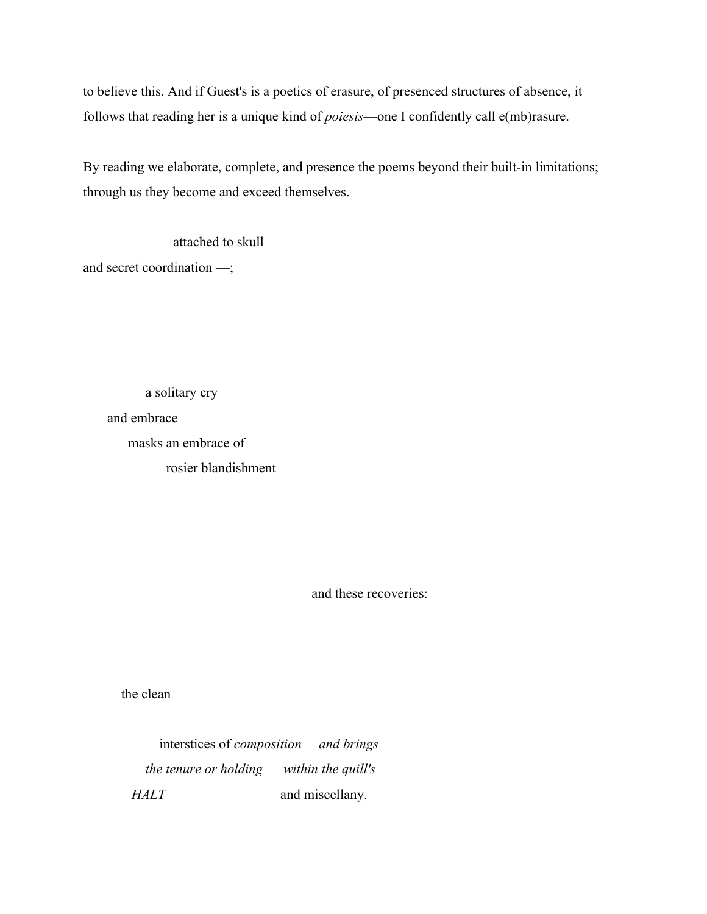to believe this. And if Guest's is a poetics of erasure, of presenced structures of absence, it follows that reading her is a unique kind of *poiesis*—one I confidently call e(mb)rasure.

By reading we elaborate, complete, and presence the poems beyond their built-in limitations; through us they become and exceed themselves.

                        attached to skull
and secret coordination —;

                a solitary cry
      and embrace —
           masks an embrace of
                     rosier blandishment

                                                          and these recoveries:

          the clean

                    interstices of *composition*     *and brings*
               *the tenure or holding*     *within the quill's*
          *HALT*                              and miscellany.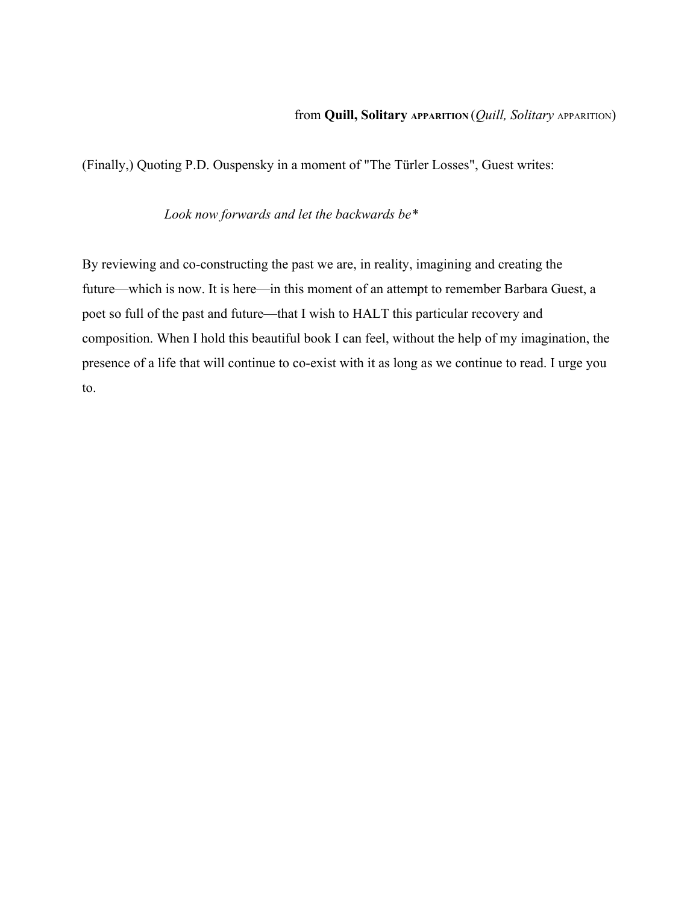from **Quill, Solitary APPARITION** (*Quill, Solitary* APPARITION)

(Finally,) Quoting P.D. Ouspensky in a moment of "The Türler Losses", Guest writes:

> *Look now forwards and let the backwards be**

By reviewing and co-constructing the past we are, in reality, imagining and creating the future—which is now. It is here—in this moment of an attempt to remember Barbara Guest, a poet so full of the past and future—that I wish to HALT this particular recovery and composition. When I hold this beautiful book I can feel, without the help of my imagination, the presence of a life that will continue to co-exist with it as long as we continue to read. I urge you to.